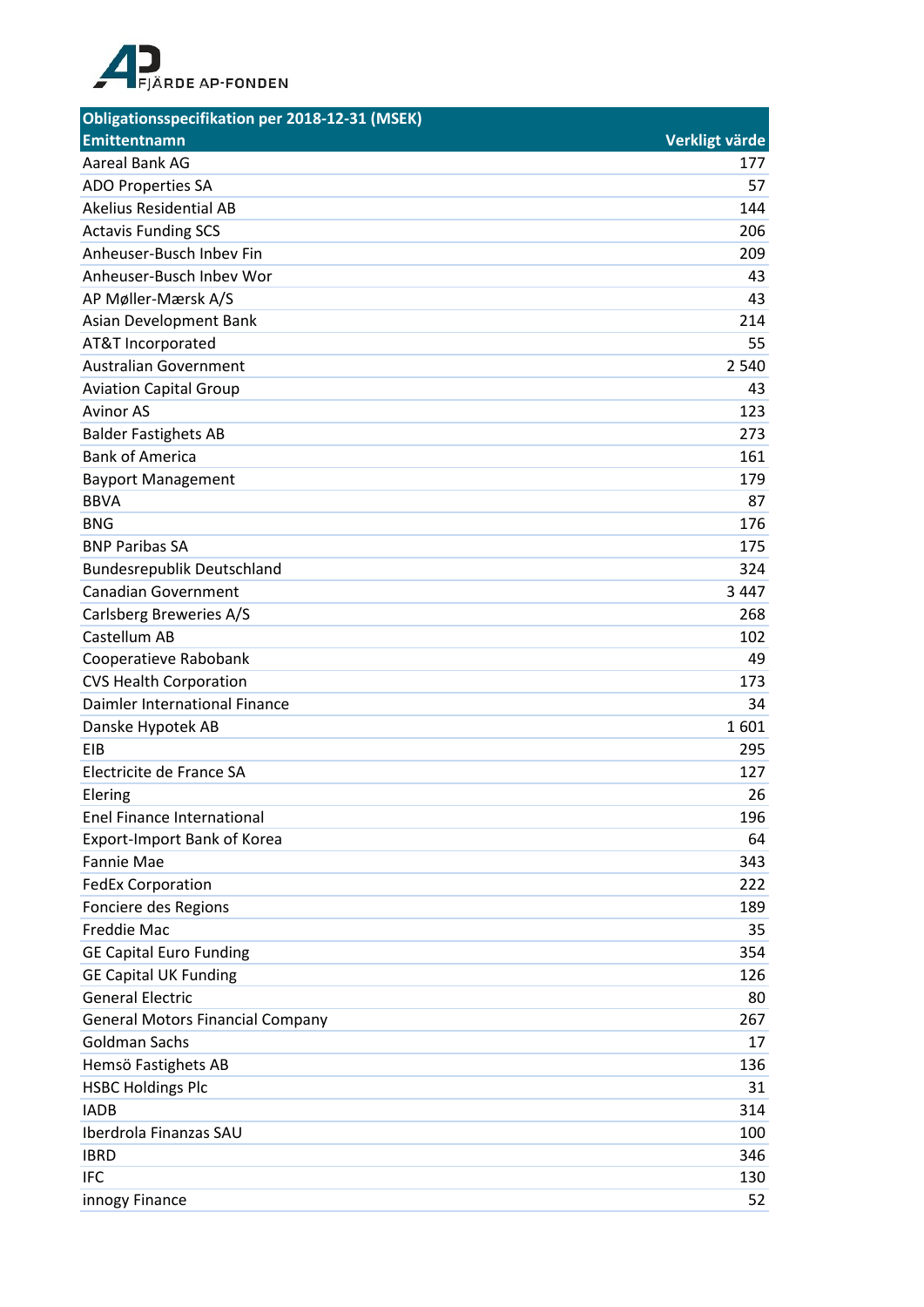FJÄRDE AP-FONDEN

| Obligationsspecifikation per 2018-12-31 (MSEK) | |
|---|---|
| **Emittentnamn** | **Verkligt värde** |
| Aareal Bank AG | 177 |
| ADO Properties SA | 57 |
| Akelius Residential AB | 144 |
| Actavis Funding SCS | 206 |
| Anheuser-Busch Inbev Fin | 209 |
| Anheuser-Busch Inbev Wor | 43 |
| AP Møller-Mærsk A/S | 43 |
| Asian Development Bank | 214 |
| AT&T Incorporated | 55 |
| Australian Government | 2 540 |
| Aviation Capital Group | 43 |
| Avinor AS | 123 |
| Balder Fastighets AB | 273 |
| Bank of America | 161 |
| Bayport Management | 179 |
| BBVA | 87 |
| BNG | 176 |
| BNP Paribas SA | 175 |
| Bundesrepublik Deutschland | 324 |
| Canadian Government | 3 447 |
| Carlsberg Breweries A/S | 268 |
| Castellum AB | 102 |
| Cooperatieve Rabobank | 49 |
| CVS Health Corporation | 173 |
| Daimler International Finance | 34 |
| Danske Hypotek AB | 1 601 |
| EIB | 295 |
| Electricite de France SA | 127 |
| Elering | 26 |
| Enel Finance International | 196 |
| Export-Import Bank of Korea | 64 |
| Fannie Mae | 343 |
| FedEx Corporation | 222 |
| Fonciere des Regions | 189 |
| Freddie Mac | 35 |
| GE Capital Euro Funding | 354 |
| GE Capital UK Funding | 126 |
| General Electric | 80 |
| General Motors Financial Company | 267 |
| Goldman Sachs | 17 |
| Hemsö Fastighets AB | 136 |
| HSBC Holdings Plc | 31 |
| IADB | 314 |
| Iberdrola Finanzas SAU | 100 |
| IBRD | 346 |
| IFC | 130 |
| innogy Finance | 52 |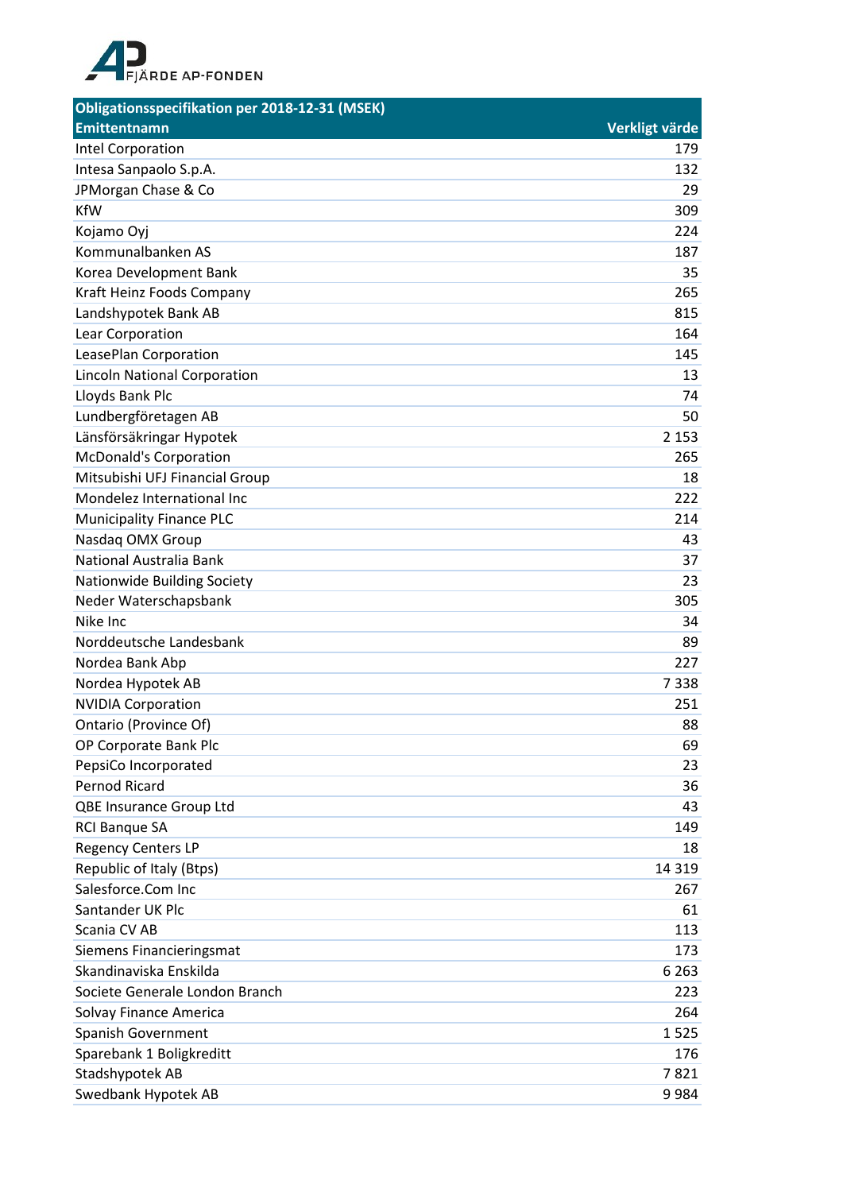| Obligationsspecifikation per 2018-12-31 (MSEK) | |
|---|---|
| **Emittentnamn** | **Verkligt värde** |
| Intel Corporation | 179 |
| Intesa Sanpaolo S.p.A. | 132 |
| JPMorgan Chase & Co | 29 |
| KfW | 309 |
| Kojamo Oyj | 224 |
| Kommunalbanken AS | 187 |
| Korea Development Bank | 35 |
| Kraft Heinz Foods Company | 265 |
| Landshypotek Bank AB | 815 |
| Lear Corporation | 164 |
| LeasePlan Corporation | 145 |
| Lincoln National Corporation | 13 |
| Lloyds Bank Plc | 74 |
| Lundbergföretagen AB | 50 |
| Länsförsäkringar Hypotek | 2 153 |
| McDonald's Corporation | 265 |
| Mitsubishi UFJ Financial Group | 18 |
| Mondelez International Inc | 222 |
| Municipality Finance PLC | 214 |
| Nasdaq OMX Group | 43 |
| National Australia Bank | 37 |
| Nationwide Building Society | 23 |
| Neder Waterschapsbank | 305 |
| Nike Inc | 34 |
| Norddeutsche Landesbank | 89 |
| Nordea Bank Abp | 227 |
| Nordea Hypotek AB | 7 338 |
| NVIDIA Corporation | 251 |
| Ontario (Province Of) | 88 |
| OP Corporate Bank Plc | 69 |
| PepsiCo Incorporated | 23 |
| Pernod Ricard | 36 |
| QBE Insurance Group Ltd | 43 |
| RCI Banque SA | 149 |
| Regency Centers LP | 18 |
| Republic of Italy (Btps) | 14 319 |
| Salesforce.Com Inc | 267 |
| Santander UK Plc | 61 |
| Scania CV AB | 113 |
| Siemens Financieringsmat | 173 |
| Skandinaviska Enskilda | 6 263 |
| Societe Generale London Branch | 223 |
| Solvay Finance America | 264 |
| Spanish Government | 1 525 |
| Sparebank 1 Boligkreditt | 176 |
| Stadshypotek AB | 7 821 |
| Swedbank Hypotek AB | 9 984 |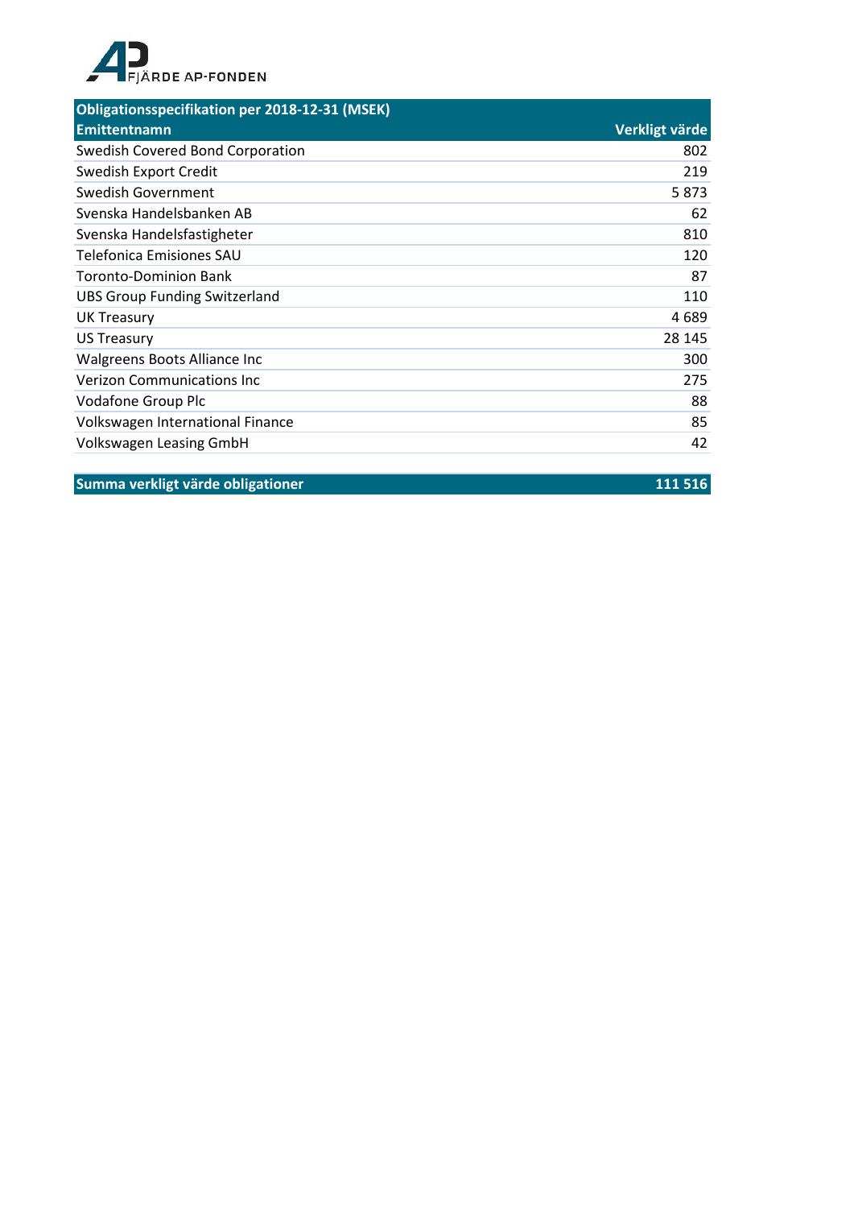FJÄRDE AP-FONDEN

| Obligationsspecifikation per 2018-12-31 (MSEK) | |
|---|---|
| **Emittentnamn** | **Verkligt värde** |
| Swedish Covered Bond Corporation | 802 |
| Swedish Export Credit | 219 |
| Swedish Government | 5 873 |
| Svenska Handelsbanken AB | 62 |
| Svenska Handelsfastigheter | 810 |
| Telefonica Emisiones SAU | 120 |
| Toronto-Dominion Bank | 87 |
| UBS Group Funding Switzerland | 110 |
| UK Treasury | 4 689 |
| US Treasury | 28 145 |
| Walgreens Boots Alliance Inc | 300 |
| Verizon Communications Inc | 275 |
| Vodafone Group Plc | 88 |
| Volkswagen International Finance | 85 |
| Volkswagen Leasing GmbH | 42 |
| | |
| **Summa verkligt värde obligationer** | **111 516** |